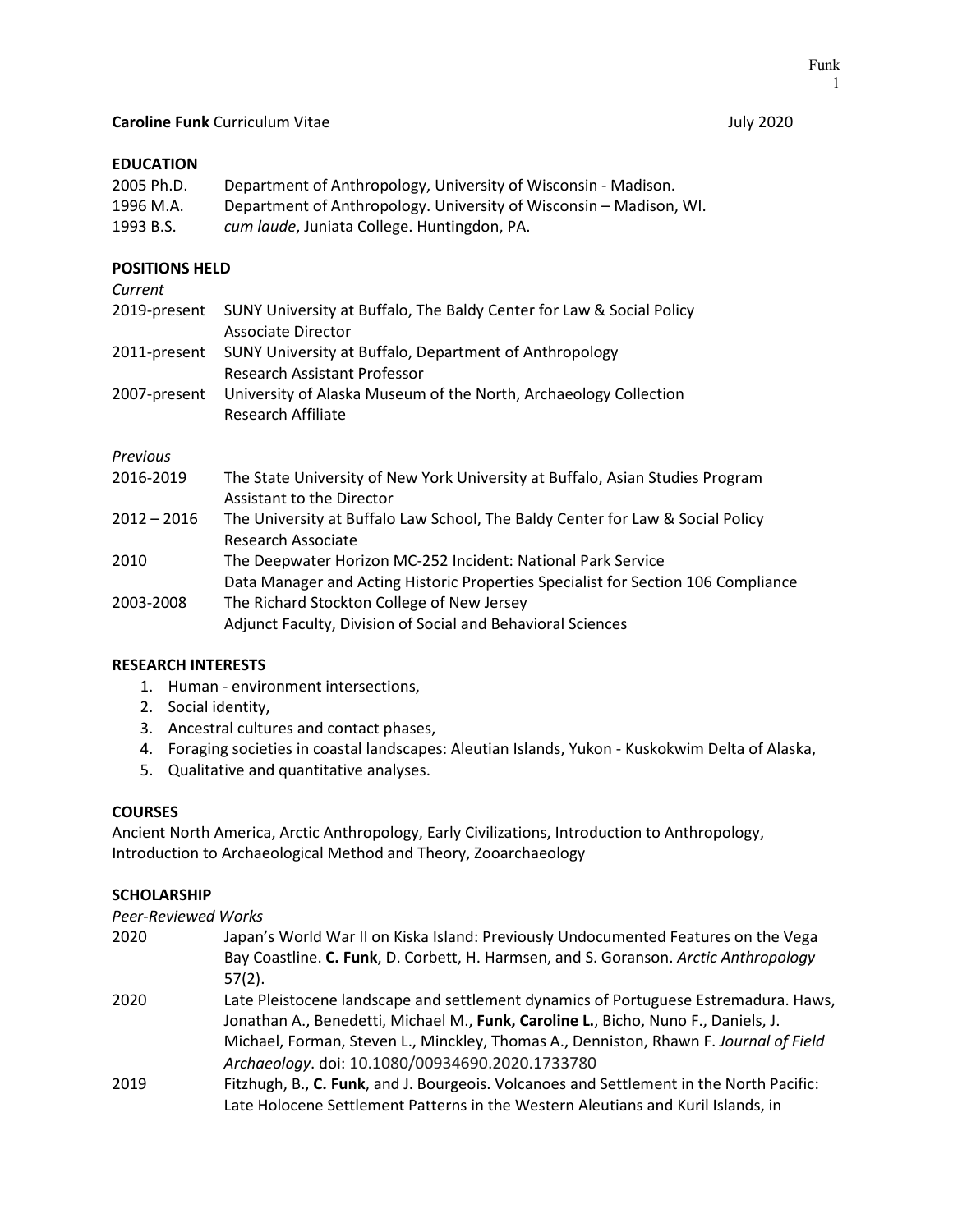**Caroline Funk** Curriculum Vitae July 2020

## EDUCATION

2005 Ph.D. Department of Anthropology, University of Wisconsin - Madison.
1996 M.A. Department of Anthropology. University of Wisconsin – Madison, WI.
1993 B.S. *cum laude*, Juniata College. Huntingdon, PA.

## POSITIONS HELD

*Current*

2019-present SUNY University at Buffalo, The Baldy Center for Law & Social Policy
Associate Director

2011-present SUNY University at Buffalo, Department of Anthropology
Research Assistant Professor

2007-present University of Alaska Museum of the North, Archaeology Collection
Research Affiliate

*Previous*

2016-2019 The State University of New York University at Buffalo, Asian Studies Program
Assistant to the Director

2012 – 2016 The University at Buffalo Law School, The Baldy Center for Law & Social Policy
Research Associate

2010 The Deepwater Horizon MC-252 Incident: National Park Service
Data Manager and Acting Historic Properties Specialist for Section 106 Compliance

2003-2008 The Richard Stockton College of New Jersey
Adjunct Faculty, Division of Social and Behavioral Sciences

## RESEARCH INTERESTS

1. Human - environment intersections,
2. Social identity,
3. Ancestral cultures and contact phases,
4. Foraging societies in coastal landscapes: Aleutian Islands, Yukon - Kuskokwim Delta of Alaska,
5. Qualitative and quantitative analyses.

## COURSES

Ancient North America, Arctic Anthropology, Early Civilizations, Introduction to Anthropology, Introduction to Archaeological Method and Theory, Zooarchaeology

## SCHOLARSHIP

*Peer-Reviewed Works*

2020 Japan's World War II on Kiska Island: Previously Undocumented Features on the Vega Bay Coastline. **C. Funk**, D. Corbett, H. Harmsen, and S. Goranson. *Arctic Anthropology* 57(2).

2020 Late Pleistocene landscape and settlement dynamics of Portuguese Estremadura. Haws, Jonathan A., Benedetti, Michael M., **Funk, Caroline L.**, Bicho, Nuno F., Daniels, J. Michael, Forman, Steven L., Minckley, Thomas A., Denniston, Rhawn F. *Journal of Field Archaeology*. doi: 10.1080/00934690.2020.1733780

2019 Fitzhugh, B., **C. Funk**, and J. Bourgeois. Volcanoes and Settlement in the North Pacific: Late Holocene Settlement Patterns in the Western Aleutians and Kuril Islands, in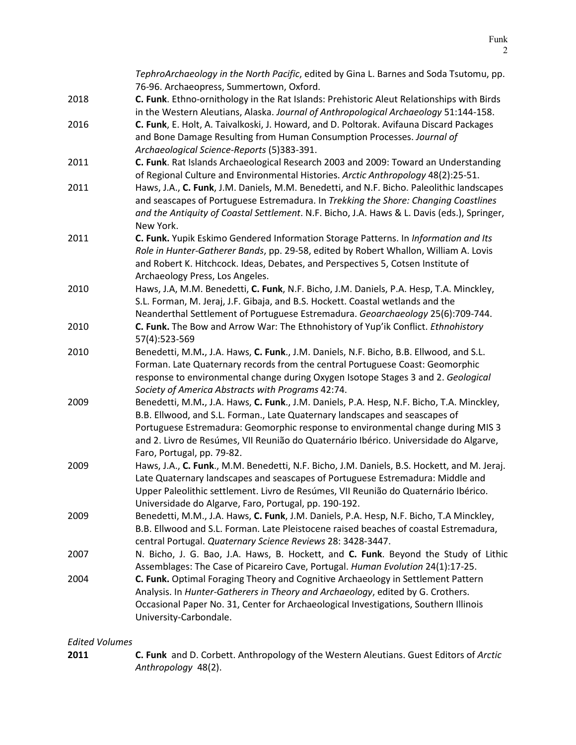*TephroArchaeology in the North Pacific*, edited by Gina L. Barnes and Soda Tsutomu, pp. 76-96. Archaeopress, Summertown, Oxford.

2018 **C. Funk**. Ethno-ornithology in the Rat Islands: Prehistoric Aleut Relationships with Birds in the Western Aleutians, Alaska. *Journal of Anthropological Archaeology* 51:144-158.

2016 **C. Funk**, E. Holt, A. Taivalkoski, J. Howard, and D. Poltorak. Avifauna Discard Packages and Bone Damage Resulting from Human Consumption Processes. *Journal of Archaeological Science-Reports* (5)383-391.

2011 **C. Funk**. Rat Islands Archaeological Research 2003 and 2009: Toward an Understanding of Regional Culture and Environmental Histories. *Arctic Anthropology* 48(2):25-51.

2011 Haws, J.A., **C. Funk**, J.M. Daniels, M.M. Benedetti, and N.F. Bicho. Paleolithic landscapes and seascapes of Portuguese Estremadura. In *Trekking the Shore: Changing Coastlines and the Antiquity of Coastal Settlement*. N.F. Bicho, J.A. Haws & L. Davis (eds.), Springer, New York.

2011 **C. Funk.** Yupik Eskimo Gendered Information Storage Patterns. In *Information and Its Role in Hunter-Gatherer Bands*, pp. 29-58, edited by Robert Whallon, William A. Lovis and Robert K. Hitchcock. Ideas, Debates, and Perspectives 5, Cotsen Institute of Archaeology Press, Los Angeles.

2010 Haws, J.A, M.M. Benedetti, **C. Funk**, N.F. Bicho, J.M. Daniels, P.A. Hesp, T.A. Minckley, S.L. Forman, M. Jeraj, J.F. Gibaja, and B.S. Hockett. Coastal wetlands and the Neanderthal Settlement of Portuguese Estremadura. *Geoarchaeology* 25(6):709-744.

2010 **C. Funk.** The Bow and Arrow War: The Ethnohistory of Yup'ik Conflict. *Ethnohistory* 57(4):523-569

2010 Benedetti, M.M**.**, J.A. Haws, **C. Funk**., J.M. Daniels, N.F. Bicho, B.B. Ellwood, and S.L. Forman. Late Quaternary records from the central Portuguese Coast: Geomorphic response to environmental change during Oxygen Isotope Stages 3 and 2. *Geological Society of America Abstracts with Programs* 42:74.

2009 Benedetti, M.M**.**, J.A. Haws, **C. Funk**., J.M. Daniels, P.A. Hesp, N.F. Bicho, T.A. Minckley, B.B. Ellwood, and S.L. Forman., Late Quaternary landscapes and seascapes of Portuguese Estremadura: Geomorphic response to environmental change during MIS 3 and 2. Livro de Resúmes, VII Reunião do Quaternário Ibérico. Universidade do Algarve, Faro, Portugal, pp. 79-82.

2009 Haws, J.A., **C. Funk**., M.M. Benedetti, N.F. Bicho, J.M. Daniels, B.S. Hockett, and M. Jeraj. Late Quaternary landscapes and seascapes of Portuguese Estremadura: Middle and Upper Paleolithic settlement. Livro de Resúmes, VII Reunião do Quaternário Ibérico. Universidade do Algarve, Faro, Portugal, pp. 190-192.

2009 Benedetti, M.M., J.A. Haws, **C. Funk**, J.M. Daniels, P.A. Hesp, N.F. Bicho, T.A Minckley, B.B. Ellwood and S.L. Forman. Late Pleistocene raised beaches of coastal Estremadura, central Portugal. *Quaternary Science Reviews* 28: 3428-3447.

2007 N. Bicho, J. G. Bao, J.A. Haws, B. Hockett, and **C. Funk**. Beyond the Study of Lithic Assemblages: The Case of Picareiro Cave, Portugal. *Human Evolution* 24(1):17-25.

2004 **C. Funk.** Optimal Foraging Theory and Cognitive Archaeology in Settlement Pattern Analysis. In *Hunter-Gatherers in Theory and Archaeology*, edited by G. Crothers. Occasional Paper No. 31, Center for Archaeological Investigations, Southern Illinois University-Carbondale.

*Edited Volumes*

**2011** **C. Funk** and D. Corbett. Anthropology of the Western Aleutians. Guest Editors of *Arctic Anthropology* 48(2).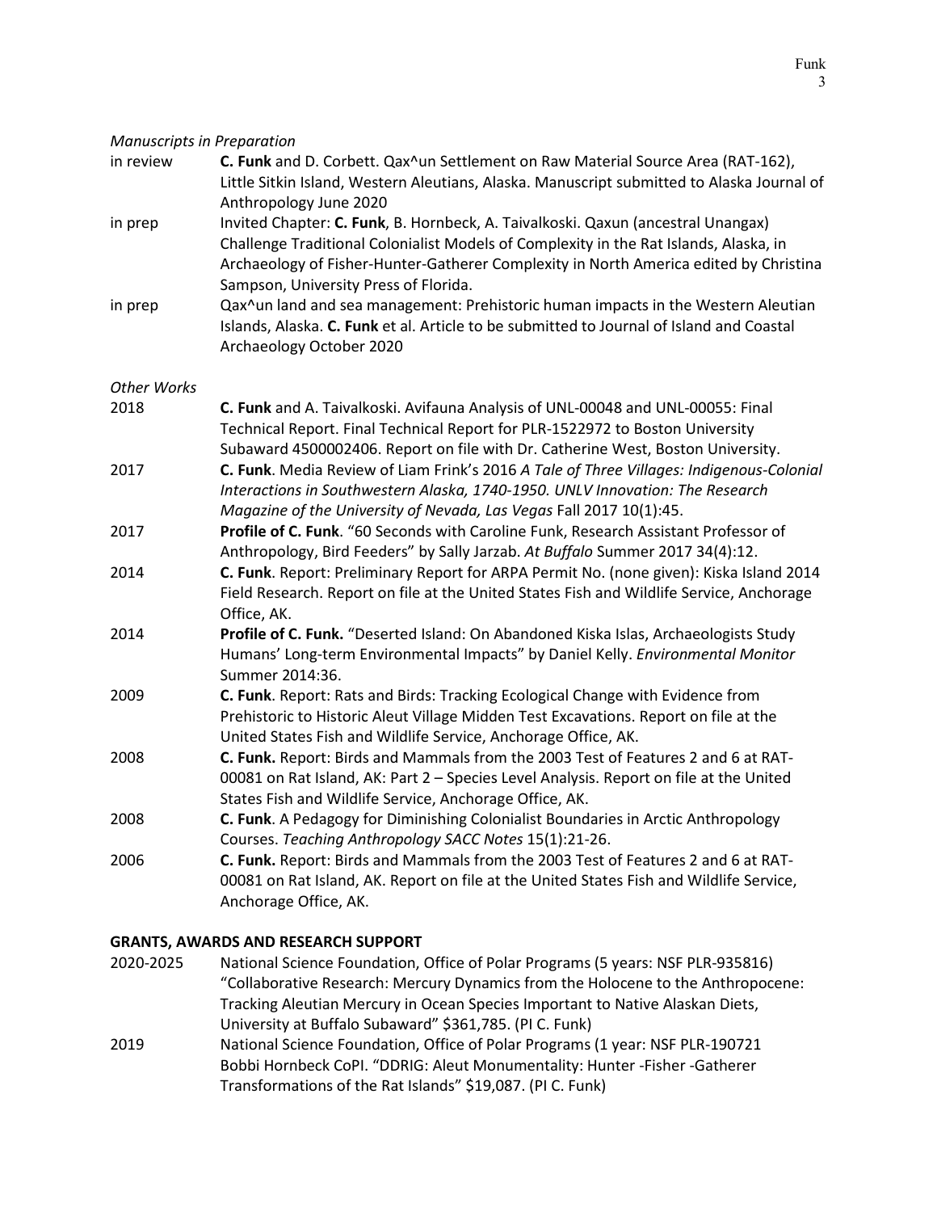*Manuscripts in Preparation*

in review — **C. Funk** and D. Corbett. Qax^un Settlement on Raw Material Source Area (RAT-162), Little Sitkin Island, Western Aleutians, Alaska. Manuscript submitted to Alaska Journal of Anthropology June 2020

in prep — Invited Chapter: **C. Funk**, B. Hornbeck, A. Taivalkoski. Qaxun (ancestral Unangax) Challenge Traditional Colonialist Models of Complexity in the Rat Islands, Alaska, in Archaeology of Fisher-Hunter-Gatherer Complexity in North America edited by Christina Sampson, University Press of Florida.

in prep — Qax^un land and sea management: Prehistoric human impacts in the Western Aleutian Islands, Alaska. **C. Funk** et al. Article to be submitted to Journal of Island and Coastal Archaeology October 2020

*Other Works*

2018 — **C. Funk** and A. Taivalkoski. Avifauna Analysis of UNL-00048 and UNL-00055: Final Technical Report. Final Technical Report for PLR-1522972 to Boston University Subaward 4500002406. Report on file with Dr. Catherine West, Boston University.

2017 — **C. Funk**. Media Review of Liam Frink's 2016 *A Tale of Three Villages: Indigenous-Colonial Interactions in Southwestern Alaska, 1740-1950. UNLV Innovation: The Research Magazine of the University of Nevada, Las Vegas* Fall 2017 10(1):45.

2017 — **Profile of C. Funk**. "60 Seconds with Caroline Funk, Research Assistant Professor of Anthropology, Bird Feeders" by Sally Jarzab. *At Buffalo* Summer 2017 34(4):12.

2014 — **C. Funk**. Report: Preliminary Report for ARPA Permit No. (none given): Kiska Island 2014 Field Research. Report on file at the United States Fish and Wildlife Service, Anchorage Office, AK.

2014 — **Profile of C. Funk.** "Deserted Island: On Abandoned Kiska Islas, Archaeologists Study Humans' Long-term Environmental Impacts" by Daniel Kelly. *Environmental Monitor* Summer 2014:36.

2009 — **C. Funk**. Report: Rats and Birds: Tracking Ecological Change with Evidence from Prehistoric to Historic Aleut Village Midden Test Excavations. Report on file at the United States Fish and Wildlife Service, Anchorage Office, AK.

2008 — **C. Funk.** Report: Birds and Mammals from the 2003 Test of Features 2 and 6 at RAT-00081 on Rat Island, AK: Part 2 – Species Level Analysis. Report on file at the United States Fish and Wildlife Service, Anchorage Office, AK.

2008 — **C. Funk**. A Pedagogy for Diminishing Colonialist Boundaries in Arctic Anthropology Courses. *Teaching Anthropology SACC Notes* 15(1):21-26.

2006 — **C. Funk.** Report: Birds and Mammals from the 2003 Test of Features 2 and 6 at RAT-00081 on Rat Island, AK. Report on file at the United States Fish and Wildlife Service, Anchorage Office, AK.

## GRANTS, AWARDS AND RESEARCH SUPPORT

2020-2025 — National Science Foundation, Office of Polar Programs (5 years: NSF PLR-935816) "Collaborative Research: Mercury Dynamics from the Holocene to the Anthropocene: Tracking Aleutian Mercury in Ocean Species Important to Native Alaskan Diets, University at Buffalo Subaward" $361,785. (PI C. Funk)

2019 — National Science Foundation, Office of Polar Programs (1 year: NSF PLR-190721 Bobbi Hornbeck CoPI. "DDRIG: Aleut Monumentality: Hunter -Fisher -Gatherer Transformations of the Rat Islands" $19,087. (PI C. Funk)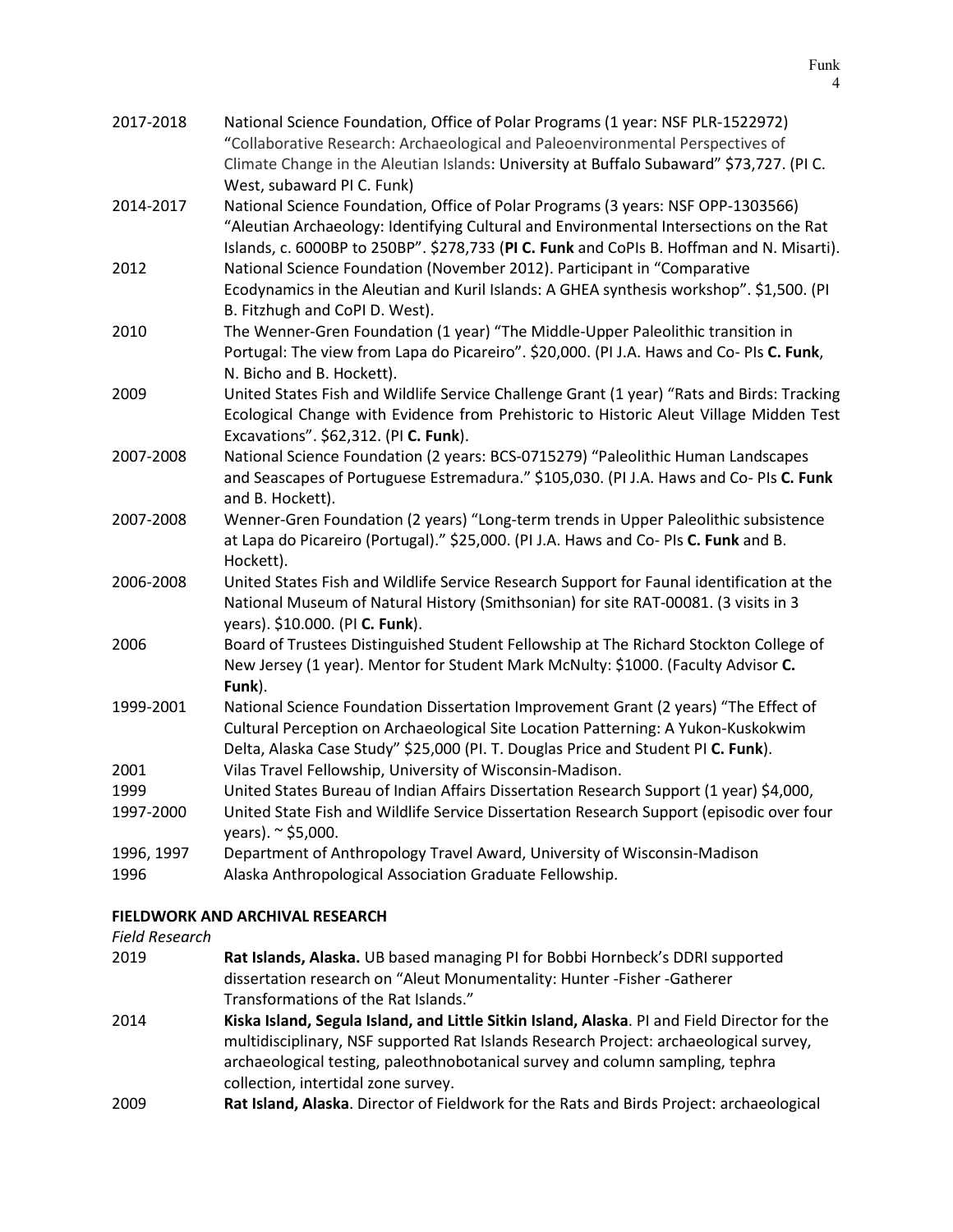2017-2018 National Science Foundation, Office of Polar Programs (1 year: NSF PLR-1522972) "Collaborative Research: Archaeological and Paleoenvironmental Perspectives of Climate Change in the Aleutian Islands: University at Buffalo Subaward" $73,727. (PI C. West, subaward PI C. Funk)

2014-2017 National Science Foundation, Office of Polar Programs (3 years: NSF OPP-1303566) "Aleutian Archaeology: Identifying Cultural and Environmental Intersections on the Rat Islands, c. 6000BP to 250BP". $278,733 (**PI C. Funk** and CoPIs B. Hoffman and N. Misarti).

2012 National Science Foundation (November 2012). Participant in "Comparative Ecodynamics in the Aleutian and Kuril Islands: A GHEA synthesis workshop". $1,500. (PI B. Fitzhugh and CoPI D. West).

2010 The Wenner-Gren Foundation (1 year) "The Middle-Upper Paleolithic transition in Portugal: The view from Lapa do Picareiro". $20,000. (PI J.A. Haws and Co- PIs **C. Funk**, N. Bicho and B. Hockett).

2009 United States Fish and Wildlife Service Challenge Grant (1 year) "Rats and Birds: Tracking Ecological Change with Evidence from Prehistoric to Historic Aleut Village Midden Test Excavations". $62,312. (PI **C. Funk**).

2007-2008 National Science Foundation (2 years: BCS-0715279) "Paleolithic Human Landscapes and Seascapes of Portuguese Estremadura." $105,030. (PI J.A. Haws and Co- PIs **C. Funk** and B. Hockett).

2007-2008 Wenner-Gren Foundation (2 years) "Long-term trends in Upper Paleolithic subsistence at Lapa do Picareiro (Portugal)." $25,000. (PI J.A. Haws and Co- PIs **C. Funk** and B. Hockett).

2006-2008 United States Fish and Wildlife Service Research Support for Faunal identification at the National Museum of Natural History (Smithsonian) for site RAT-00081. (3 visits in 3 years). $10.000. (PI **C. Funk**).

2006 Board of Trustees Distinguished Student Fellowship at The Richard Stockton College of New Jersey (1 year). Mentor for Student Mark McNulty: $1000. (Faculty Advisor **C. Funk**).

1999-2001 National Science Foundation Dissertation Improvement Grant (2 years) "The Effect of Cultural Perception on Archaeological Site Location Patterning: A Yukon-Kuskokwim Delta, Alaska Case Study" $25,000 (PI. T. Douglas Price and Student PI **C. Funk**).

2001 Vilas Travel Fellowship, University of Wisconsin-Madison.

1999 United States Bureau of Indian Affairs Dissertation Research Support (1 year) $4,000,

1997-2000 United State Fish and Wildlife Service Dissertation Research Support (episodic over four years). ~ $5,000.

1996, 1997 Department of Anthropology Travel Award, University of Wisconsin-Madison

1996 Alaska Anthropological Association Graduate Fellowship.

## FIELDWORK AND ARCHIVAL RESEARCH

*Field Research*

2019 **Rat Islands, Alaska.** UB based managing PI for Bobbi Hornbeck's DDRI supported dissertation research on "Aleut Monumentality: Hunter -Fisher -Gatherer Transformations of the Rat Islands."

2014 **Kiska Island, Segula Island, and Little Sitkin Island, Alaska**. PI and Field Director for the multidisciplinary, NSF supported Rat Islands Research Project: archaeological survey, archaeological testing, paleothnobotanical survey and column sampling, tephra collection, intertidal zone survey.

2009 **Rat Island, Alaska**. Director of Fieldwork for the Rats and Birds Project: archaeological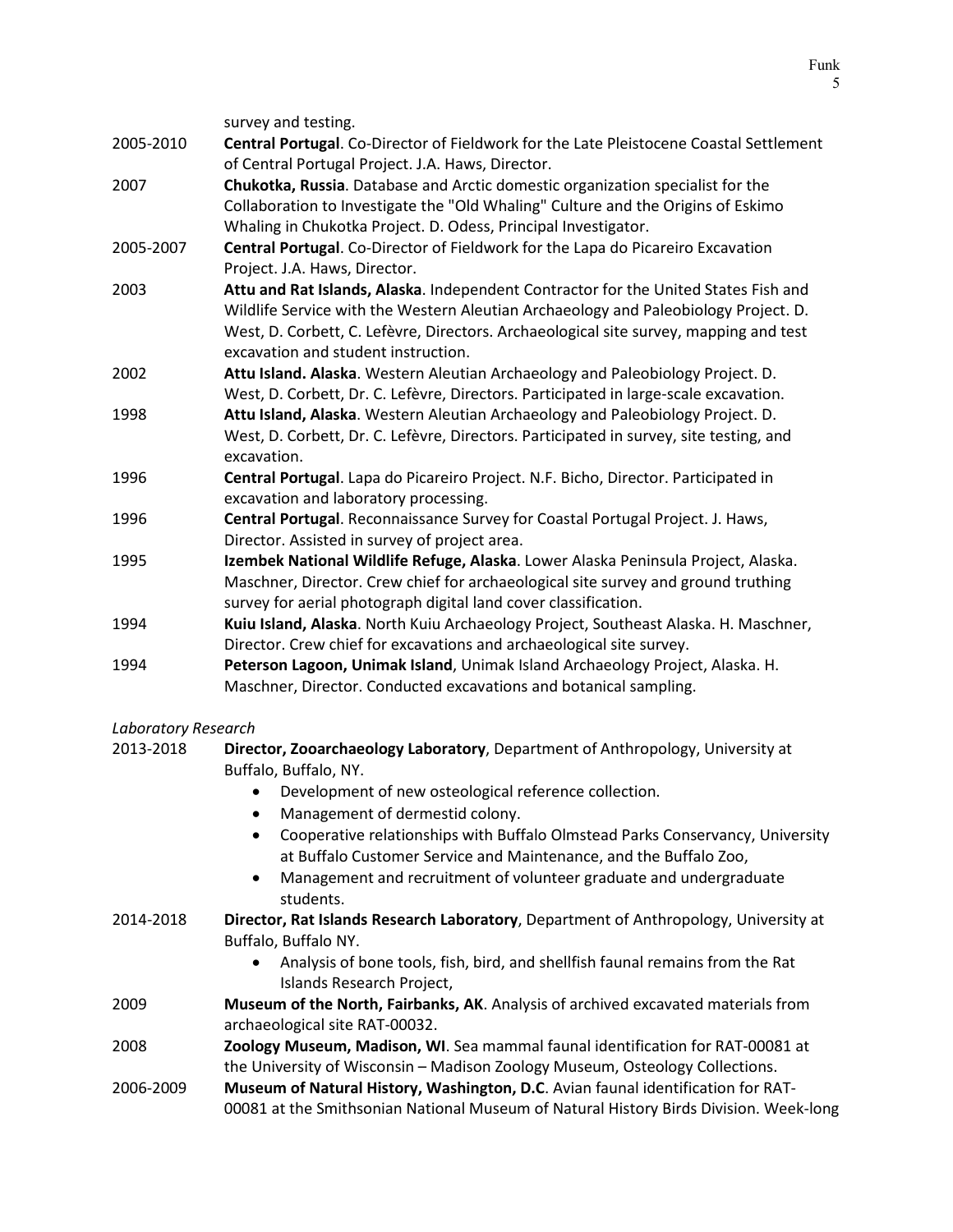survey and testing.

2005-2010 **Central Portugal**. Co-Director of Fieldwork for the Late Pleistocene Coastal Settlement of Central Portugal Project. J.A. Haws, Director.

2007 **Chukotka, Russia**. Database and Arctic domestic organization specialist for the Collaboration to Investigate the "Old Whaling" Culture and the Origins of Eskimo Whaling in Chukotka Project. D. Odess, Principal Investigator.

2005-2007 **Central Portugal**. Co-Director of Fieldwork for the Lapa do Picareiro Excavation Project. J.A. Haws, Director.

2003 **Attu and Rat Islands, Alaska**. Independent Contractor for the United States Fish and Wildlife Service with the Western Aleutian Archaeology and Paleobiology Project. D. West, D. Corbett, C. Lefèvre, Directors. Archaeological site survey, mapping and test excavation and student instruction.

2002 **Attu Island. Alaska**. Western Aleutian Archaeology and Paleobiology Project. D. West, D. Corbett, Dr. C. Lefèvre, Directors. Participated in large-scale excavation.

1998 **Attu Island, Alaska**. Western Aleutian Archaeology and Paleobiology Project. D. West, D. Corbett, Dr. C. Lefèvre, Directors. Participated in survey, site testing, and excavation.

1996 **Central Portugal**. Lapa do Picareiro Project. N.F. Bicho, Director. Participated in excavation and laboratory processing.

1996 **Central Portugal**. Reconnaissance Survey for Coastal Portugal Project. J. Haws, Director. Assisted in survey of project area.

1995 **Izembek National Wildlife Refuge, Alaska**. Lower Alaska Peninsula Project, Alaska. Maschner, Director. Crew chief for archaeological site survey and ground truthing survey for aerial photograph digital land cover classification.

1994 **Kuiu Island, Alaska**. North Kuiu Archaeology Project, Southeast Alaska. H. Maschner, Director. Crew chief for excavations and archaeological site survey.

1994 **Peterson Lagoon, Unimak Island**, Unimak Island Archaeology Project, Alaska. H. Maschner, Director. Conducted excavations and botanical sampling.

*Laboratory Research*

2013-2018 **Director, Zooarchaeology Laboratory**, Department of Anthropology, University at Buffalo, Buffalo, NY.

- Development of new osteological reference collection.
- Management of dermestid colony.
- Cooperative relationships with Buffalo Olmstead Parks Conservancy, University at Buffalo Customer Service and Maintenance, and the Buffalo Zoo,
- Management and recruitment of volunteer graduate and undergraduate students.

2014-2018 **Director, Rat Islands Research Laboratory**, Department of Anthropology, University at Buffalo, Buffalo NY.

- Analysis of bone tools, fish, bird, and shellfish faunal remains from the Rat Islands Research Project,

2009 **Museum of the North, Fairbanks, AK**. Analysis of archived excavated materials from archaeological site RAT-00032.

2008 **Zoology Museum, Madison, WI**. Sea mammal faunal identification for RAT-00081 at the University of Wisconsin – Madison Zoology Museum, Osteology Collections.

2006-2009 **Museum of Natural History, Washington, D.C**. Avian faunal identification for RAT-00081 at the Smithsonian National Museum of Natural History Birds Division. Week-long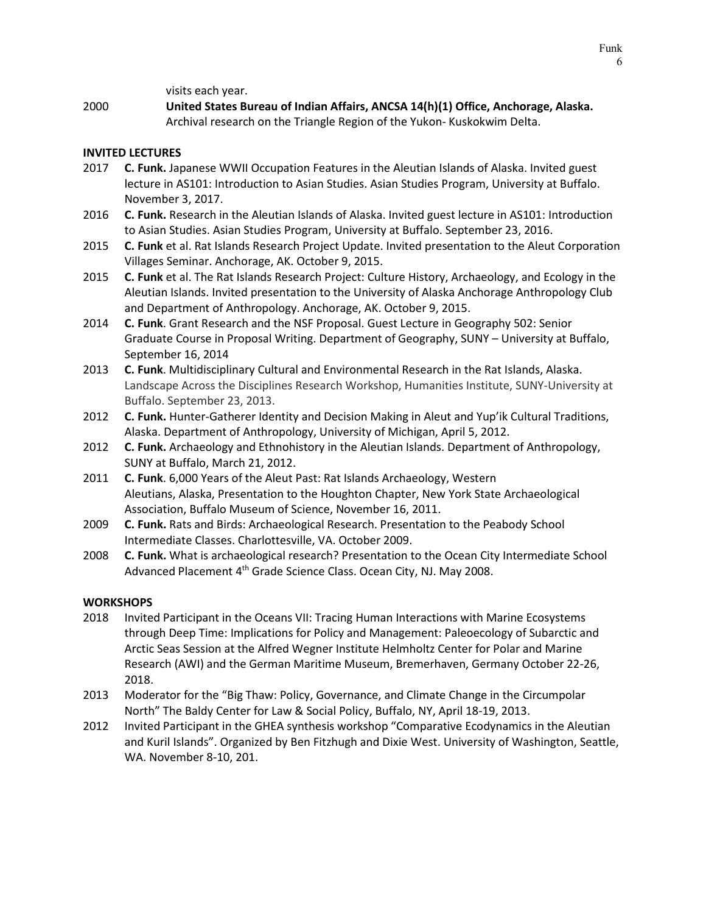visits each year.

2000 **United States Bureau of Indian Affairs, ANCSA 14(h)(1) Office, Anchorage, Alaska.** Archival research on the Triangle Region of the Yukon- Kuskokwim Delta.

**INVITED LECTURES**

2017 **C. Funk.** Japanese WWII Occupation Features in the Aleutian Islands of Alaska. Invited guest lecture in AS101: Introduction to Asian Studies. Asian Studies Program, University at Buffalo. November 3, 2017.

2016 **C. Funk.** Research in the Aleutian Islands of Alaska. Invited guest lecture in AS101: Introduction to Asian Studies. Asian Studies Program, University at Buffalo. September 23, 2016.

2015 **C. Funk** et al. Rat Islands Research Project Update. Invited presentation to the Aleut Corporation Villages Seminar. Anchorage, AK. October 9, 2015.

2015 **C. Funk** et al. The Rat Islands Research Project: Culture History, Archaeology, and Ecology in the Aleutian Islands. Invited presentation to the University of Alaska Anchorage Anthropology Club and Department of Anthropology. Anchorage, AK. October 9, 2015.

2014 **C. Funk**. Grant Research and the NSF Proposal. Guest Lecture in Geography 502: Senior Graduate Course in Proposal Writing. Department of Geography, SUNY – University at Buffalo, September 16, 2014

2013 **C. Funk**. Multidisciplinary Cultural and Environmental Research in the Rat Islands, Alaska. Landscape Across the Disciplines Research Workshop, Humanities Institute, SUNY-University at Buffalo. September 23, 2013.

2012 **C. Funk.** Hunter-Gatherer Identity and Decision Making in Aleut and Yup'ik Cultural Traditions, Alaska. Department of Anthropology, University of Michigan, April 5, 2012.

2012 **C. Funk.** Archaeology and Ethnohistory in the Aleutian Islands. Department of Anthropology, SUNY at Buffalo, March 21, 2012.

2011 **C. Funk**. 6,000 Years of the Aleut Past: Rat Islands Archaeology, Western Aleutians, Alaska, Presentation to the Houghton Chapter, New York State Archaeological Association, Buffalo Museum of Science, November 16, 2011.

2009 **C. Funk.** Rats and Birds: Archaeological Research. Presentation to the Peabody School Intermediate Classes. Charlottesville, VA. October 2009.

2008 **C. Funk.** What is archaeological research? Presentation to the Ocean City Intermediate School Advanced Placement 4th Grade Science Class. Ocean City, NJ. May 2008.

**WORKSHOPS**

2018 Invited Participant in the Oceans VII: Tracing Human Interactions with Marine Ecosystems through Deep Time: Implications for Policy and Management: Paleoecology of Subarctic and Arctic Seas Session at the Alfred Wegner Institute Helmholtz Center for Polar and Marine Research (AWI) and the German Maritime Museum, Bremerhaven, Germany October 22-26, 2018.

2013 Moderator for the "Big Thaw: Policy, Governance, and Climate Change in the Circumpolar North" The Baldy Center for Law & Social Policy, Buffalo, NY, April 18-19, 2013.

2012 Invited Participant in the GHEA synthesis workshop "Comparative Ecodynamics in the Aleutian and Kuril Islands". Organized by Ben Fitzhugh and Dixie West. University of Washington, Seattle, WA. November 8-10, 201.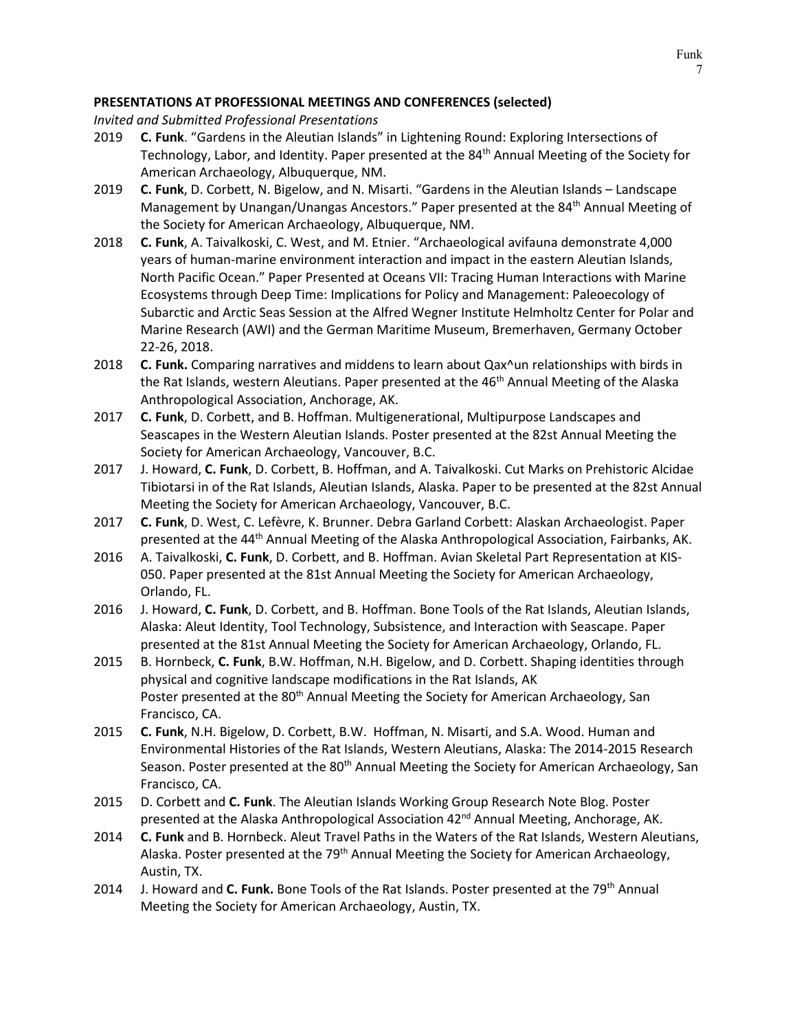**PRESENTATIONS AT PROFESSIONAL MEETINGS AND CONFERENCES (selected)**

*Invited and Submitted Professional Presentations*

2019 **C. Funk**. "Gardens in the Aleutian Islands" in Lightening Round: Exploring Intersections of Technology, Labor, and Identity. Paper presented at the 84th Annual Meeting of the Society for American Archaeology, Albuquerque, NM.

2019 **C. Funk**, D. Corbett, N. Bigelow, and N. Misarti. "Gardens in the Aleutian Islands – Landscape Management by Unangan/Unangas Ancestors." Paper presented at the 84th Annual Meeting of the Society for American Archaeology, Albuquerque, NM.

2018 **C. Funk**, A. Taivalkoski, C. West, and M. Etnier. "Archaeological avifauna demonstrate 4,000 years of human-marine environment interaction and impact in the eastern Aleutian Islands, North Pacific Ocean." Paper Presented at Oceans VII: Tracing Human Interactions with Marine Ecosystems through Deep Time: Implications for Policy and Management: Paleoecology of Subarctic and Arctic Seas Session at the Alfred Wegner Institute Helmholtz Center for Polar and Marine Research (AWI) and the German Maritime Museum, Bremerhaven, Germany October 22-26, 2018.

2018 **C. Funk.** Comparing narratives and middens to learn about Qax^un relationships with birds in the Rat Islands, western Aleutians. Paper presented at the 46th Annual Meeting of the Alaska Anthropological Association, Anchorage, AK.

2017 **C. Funk**, D. Corbett, and B. Hoffman. Multigenerational, Multipurpose Landscapes and Seascapes in the Western Aleutian Islands. Poster presented at the 82st Annual Meeting the Society for American Archaeology, Vancouver, B.C.

2017 J. Howard, **C. Funk**, D. Corbett, B. Hoffman, and A. Taivalkoski. Cut Marks on Prehistoric Alcidae Tibiotarsi in of the Rat Islands, Aleutian Islands, Alaska. Paper to be presented at the 82st Annual Meeting the Society for American Archaeology, Vancouver, B.C.

2017 **C. Funk**, D. West, C. Lefèvre, K. Brunner. Debra Garland Corbett: Alaskan Archaeologist. Paper presented at the 44th Annual Meeting of the Alaska Anthropological Association, Fairbanks, AK.

2016 A. Taivalkoski, **C. Funk**, D. Corbett, and B. Hoffman. Avian Skeletal Part Representation at KIS-050. Paper presented at the 81st Annual Meeting the Society for American Archaeology, Orlando, FL.

2016 J. Howard, **C. Funk**, D. Corbett, and B. Hoffman. Bone Tools of the Rat Islands, Aleutian Islands, Alaska: Aleut Identity, Tool Technology, Subsistence, and Interaction with Seascape. Paper presented at the 81st Annual Meeting the Society for American Archaeology, Orlando, FL.

2015 B. Hornbeck, **C. Funk**, B.W. Hoffman, N.H. Bigelow, and D. Corbett. Shaping identities through physical and cognitive landscape modifications in the Rat Islands, AK Poster presented at the 80th Annual Meeting the Society for American Archaeology, San Francisco, CA.

2015 **C. Funk**, N.H. Bigelow, D. Corbett, B.W. Hoffman, N. Misarti, and S.A. Wood. Human and Environmental Histories of the Rat Islands, Western Aleutians, Alaska: The 2014-2015 Research Season. Poster presented at the 80th Annual Meeting the Society for American Archaeology, San Francisco, CA.

2015 D. Corbett and **C. Funk**. The Aleutian Islands Working Group Research Note Blog. Poster presented at the Alaska Anthropological Association 42nd Annual Meeting, Anchorage, AK.

2014 **C. Funk** and B. Hornbeck. Aleut Travel Paths in the Waters of the Rat Islands, Western Aleutians, Alaska. Poster presented at the 79th Annual Meeting the Society for American Archaeology, Austin, TX.

2014 J. Howard and **C. Funk.** Bone Tools of the Rat Islands. Poster presented at the 79th Annual Meeting the Society for American Archaeology, Austin, TX.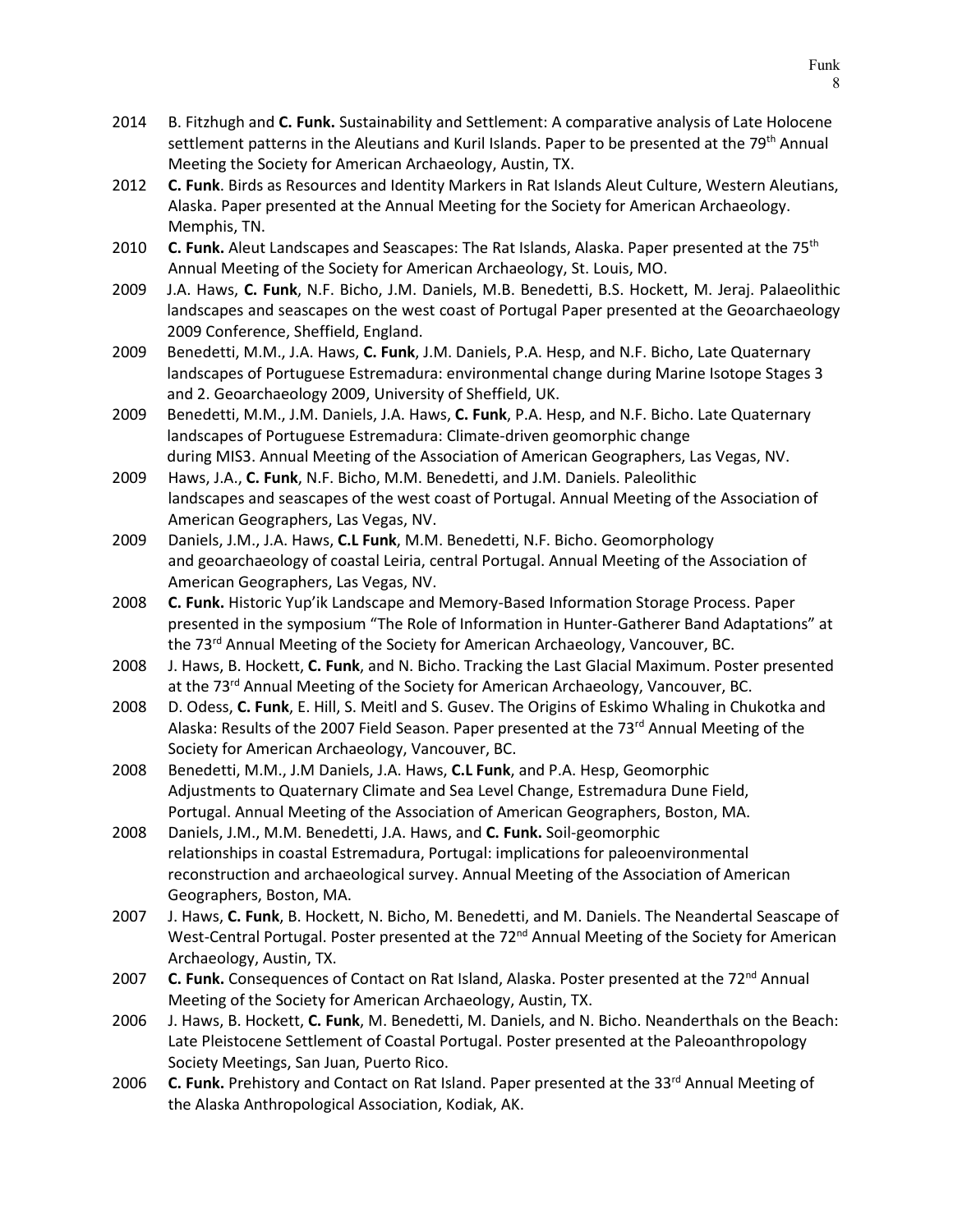2014 B. Fitzhugh and **C. Funk.** Sustainability and Settlement: A comparative analysis of Late Holocene settlement patterns in the Aleutians and Kuril Islands. Paper to be presented at the 79th Annual Meeting the Society for American Archaeology, Austin, TX.

2012 **C. Funk**. Birds as Resources and Identity Markers in Rat Islands Aleut Culture, Western Aleutians, Alaska. Paper presented at the Annual Meeting for the Society for American Archaeology. Memphis, TN.

2010 **C. Funk.** Aleut Landscapes and Seascapes: The Rat Islands, Alaska. Paper presented at the 75th Annual Meeting of the Society for American Archaeology, St. Louis, MO.

2009 J.A. Haws, **C. Funk**, N.F. Bicho, J.M. Daniels, M.B. Benedetti, B.S. Hockett, M. Jeraj. Palaeolithic landscapes and seascapes on the west coast of Portugal Paper presented at the Geoarchaeology 2009 Conference, Sheffield, England.

2009 Benedetti, M.M., J.A. Haws, **C. Funk**, J.M. Daniels, P.A. Hesp, and N.F. Bicho, Late Quaternary landscapes of Portuguese Estremadura: environmental change during Marine Isotope Stages 3 and 2. Geoarchaeology 2009, University of Sheffield, UK.

2009 Benedetti, M.M., J.M. Daniels, J.A. Haws, **C. Funk**, P.A. Hesp, and N.F. Bicho. Late Quaternary landscapes of Portuguese Estremadura: Climate-driven geomorphic change during MIS3. Annual Meeting of the Association of American Geographers, Las Vegas, NV.

2009 Haws, J.A., **C. Funk**, N.F. Bicho, M.M. Benedetti, and J.M. Daniels. Paleolithic landscapes and seascapes of the west coast of Portugal. Annual Meeting of the Association of American Geographers, Las Vegas, NV.

2009 Daniels, J.M., J.A. Haws, **C.L Funk**, M.M. Benedetti, N.F. Bicho. Geomorphology and geoarchaeology of coastal Leiria, central Portugal. Annual Meeting of the Association of American Geographers, Las Vegas, NV.

2008 **C. Funk.** Historic Yup'ik Landscape and Memory-Based Information Storage Process. Paper presented in the symposium "The Role of Information in Hunter-Gatherer Band Adaptations" at the 73rd Annual Meeting of the Society for American Archaeology, Vancouver, BC.

2008 J. Haws, B. Hockett, **C. Funk**, and N. Bicho. Tracking the Last Glacial Maximum. Poster presented at the 73rd Annual Meeting of the Society for American Archaeology, Vancouver, BC.

2008 D. Odess, **C. Funk**, E. Hill, S. Meitl and S. Gusev. The Origins of Eskimo Whaling in Chukotka and Alaska: Results of the 2007 Field Season. Paper presented at the 73rd Annual Meeting of the Society for American Archaeology, Vancouver, BC.

2008 Benedetti, M.M., J.M Daniels, J.A. Haws, **C.L Funk**, and P.A. Hesp, Geomorphic Adjustments to Quaternary Climate and Sea Level Change, Estremadura Dune Field, Portugal. Annual Meeting of the Association of American Geographers, Boston, MA.

2008 Daniels, J.M., M.M. Benedetti, J.A. Haws, and **C. Funk.** Soil-geomorphic relationships in coastal Estremadura, Portugal: implications for paleoenvironmental reconstruction and archaeological survey. Annual Meeting of the Association of American Geographers, Boston, MA.

2007 J. Haws, **C. Funk**, B. Hockett, N. Bicho, M. Benedetti, and M. Daniels. The Neandertal Seascape of West-Central Portugal. Poster presented at the 72nd Annual Meeting of the Society for American Archaeology, Austin, TX.

2007 **C. Funk.** Consequences of Contact on Rat Island, Alaska. Poster presented at the 72nd Annual Meeting of the Society for American Archaeology, Austin, TX.

2006 J. Haws, B. Hockett, **C. Funk**, M. Benedetti, M. Daniels, and N. Bicho. Neanderthals on the Beach: Late Pleistocene Settlement of Coastal Portugal. Poster presented at the Paleoanthropology Society Meetings, San Juan, Puerto Rico.

2006 **C. Funk.** Prehistory and Contact on Rat Island. Paper presented at the 33rd Annual Meeting of the Alaska Anthropological Association, Kodiak, AK.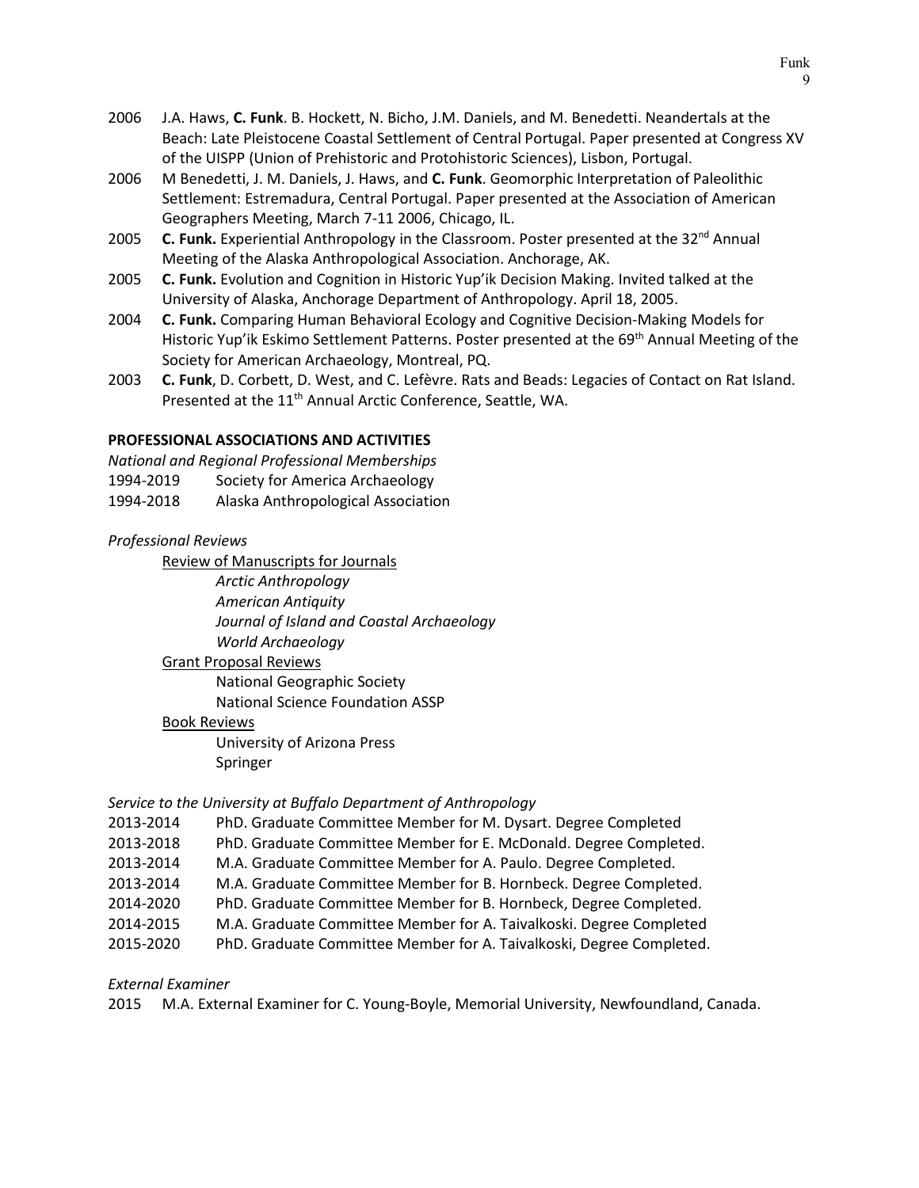2006 J.A. Haws, **C. Funk**. B. Hockett, N. Bicho, J.M. Daniels, and M. Benedetti. Neandertals at the Beach: Late Pleistocene Coastal Settlement of Central Portugal. Paper presented at Congress XV of the UISPP (Union of Prehistoric and Protohistoric Sciences), Lisbon, Portugal.

2006 M Benedetti, J. M. Daniels, J. Haws, and **C. Funk**. Geomorphic Interpretation of Paleolithic Settlement: Estremadura, Central Portugal. Paper presented at the Association of American Geographers Meeting, March 7-11 2006, Chicago, IL.

2005 **C. Funk.** Experiential Anthropology in the Classroom. Poster presented at the 32nd Annual Meeting of the Alaska Anthropological Association. Anchorage, AK.

2005 **C. Funk.** Evolution and Cognition in Historic Yup'ik Decision Making. Invited talked at the University of Alaska, Anchorage Department of Anthropology. April 18, 2005.

2004 **C. Funk.** Comparing Human Behavioral Ecology and Cognitive Decision-Making Models for Historic Yup'ik Eskimo Settlement Patterns. Poster presented at the 69th Annual Meeting of the Society for American Archaeology, Montreal, PQ.

2003 **C. Funk**, D. Corbett, D. West, and C. Lefèvre. Rats and Beads: Legacies of Contact on Rat Island. Presented at the 11th Annual Arctic Conference, Seattle, WA.

## PROFESSIONAL ASSOCIATIONS AND ACTIVITIES

*National and Regional Professional Memberships*

1994-2019 Society for America Archaeology

1994-2018 Alaska Anthropological Association

*Professional Reviews*

Review of Manuscripts for Journals

- *Arctic Anthropology*
- *American Antiquity*
- *Journal of Island and Coastal Archaeology*
- *World Archaeology*

Grant Proposal Reviews

- National Geographic Society
- National Science Foundation ASSP

Book Reviews

- University of Arizona Press
- Springer

*Service to the University at Buffalo Department of Anthropology*

2013-2014 PhD. Graduate Committee Member for M. Dysart. Degree Completed

2013-2018 PhD. Graduate Committee Member for E. McDonald. Degree Completed.

2013-2014 M.A. Graduate Committee Member for A. Paulo. Degree Completed.

2013-2014 M.A. Graduate Committee Member for B. Hornbeck. Degree Completed.

2014-2020 PhD. Graduate Committee Member for B. Hornbeck, Degree Completed.

2014-2015 M.A. Graduate Committee Member for A. Taivalkoski. Degree Completed

2015-2020 PhD. Graduate Committee Member for A. Taivalkoski, Degree Completed.

*External Examiner*

2015 M.A. External Examiner for C. Young-Boyle, Memorial University, Newfoundland, Canada.